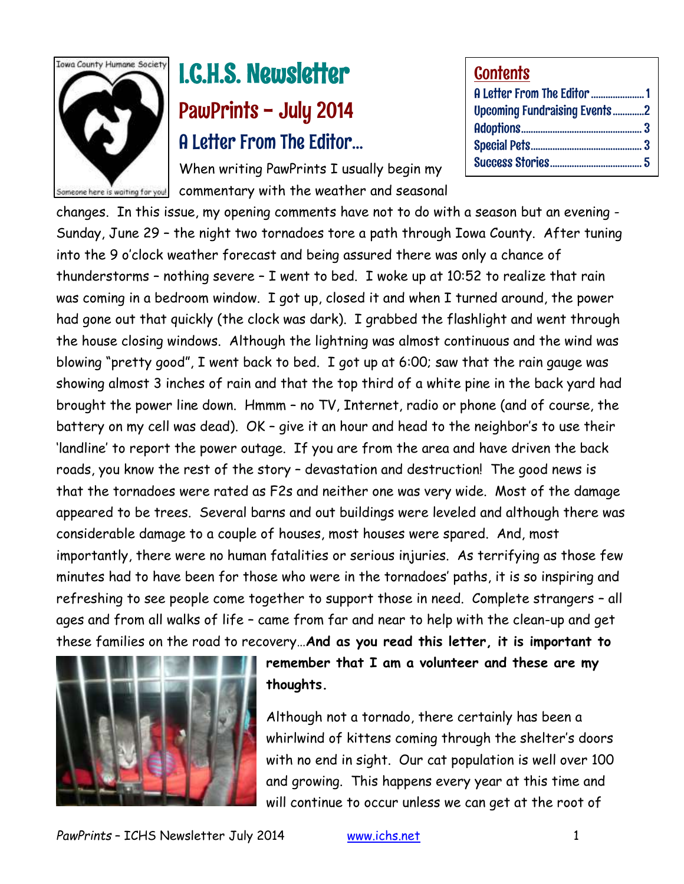Iowa County Humane Society

Someone here is waiting for you!

# I.C.H.S. Newsletter

## PawPrints – July 2014

| Contents | |
|---|---|
| A Letter From The Editor | 1 |
| Upcoming Fundraising Events | 2 |
| Adoptions | 3 |
| Special Pets | 3 |
| Success Stories | 5 |

### A Letter From The Editor…

When writing PawPrints I usually begin my commentary with the weather and seasonal changes. In this issue, my opening comments have not to do with a season but an evening - Sunday, June 29 – the night two tornadoes tore a path through Iowa County. After tuning into the 9 o'clock weather forecast and being assured there was only a chance of thunderstorms – nothing severe – I went to bed. I woke up at 10:52 to realize that rain was coming in a bedroom window. I got up, closed it and when I turned around, the power had gone out that quickly (the clock was dark). I grabbed the flashlight and went through the house closing windows. Although the lightning was almost continuous and the wind was blowing "pretty good", I went back to bed. I got up at 6:00; saw that the rain gauge was showing almost 3 inches of rain and that the top third of a white pine in the back yard had brought the power line down. Hmmm – no TV, Internet, radio or phone (and of course, the battery on my cell was dead). OK – give it an hour and head to the neighbor's to use their 'landline' to report the power outage. If you are from the area and have driven the back roads, you know the rest of the story – devastation and destruction! The good news is that the tornadoes were rated as F2s and neither one was very wide. Most of the damage appeared to be trees. Several barns and out buildings were leveled and although there was considerable damage to a couple of houses, most houses were spared. And, most importantly, there were no human fatalities or serious injuries. As terrifying as those few minutes had to have been for those who were in the tornadoes' paths, it is so inspiring and refreshing to see people come together to support those in need. Complete strangers – all ages and from all walks of life – came from far and near to help with the clean-up and get these families on the road to recovery…**And as you read this letter, it is important to remember that I am a volunteer and these are my thoughts.**

Although not a tornado, there certainly has been a whirlwind of kittens coming through the shelter's doors with no end in sight. Our cat population is well over 100 and growing. This happens every year at this time and will continue to occur unless we can get at the root of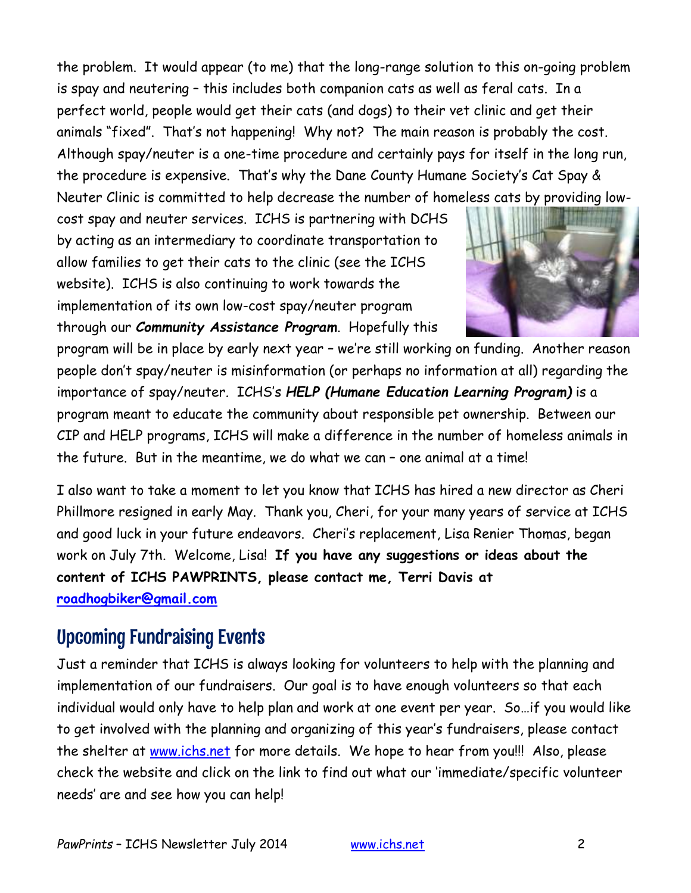the problem. It would appear (to me) that the long-range solution to this on-going problem is spay and neutering – this includes both companion cats as well as feral cats. In a perfect world, people would get their cats (and dogs) to their vet clinic and get their animals "fixed". That's not happening! Why not? The main reason is probably the cost. Although spay/neuter is a one-time procedure and certainly pays for itself in the long run, the procedure is expensive. That's why the Dane County Humane Society's Cat Spay & Neuter Clinic is committed to help decrease the number of homeless cats by providing low-cost spay and neuter services. ICHS is partnering with DCHS by acting as an intermediary to coordinate transportation to allow families to get their cats to the clinic (see the ICHS website). ICHS is also continuing to work towards the implementation of its own low-cost spay/neuter program through our ***Community Assistance Program***. Hopefully this program will be in place by early next year – we're still working on funding. Another reason people don't spay/neuter is misinformation (or perhaps no information at all) regarding the importance of spay/neuter. ICHS's ***HELP (Humane Education Learning Program)*** is a program meant to educate the community about responsible pet ownership. Between our CIP and HELP programs, ICHS will make a difference in the number of homeless animals in the future. But in the meantime, we do what we can – one animal at a time!

I also want to take a moment to let you know that ICHS has hired a new director as Cheri Phillmore resigned in early May. Thank you, Cheri, for your many years of service at ICHS and good luck in your future endeavors. Cheri's replacement, Lisa Renier Thomas, began work on July 7th. Welcome, Lisa! **If you have any suggestions or ideas about the content of ICHS PAWPRINTS, please contact me, Terri Davis at [roadhogbiker@gmail.com](mailto:roadhogbiker@gmail.com)**

## Upcoming Fundraising Events

Just a reminder that ICHS is always looking for volunteers to help with the planning and implementation of our fundraisers. Our goal is to have enough volunteers so that each individual would only have to help plan and work at one event per year. So…if you would like to get involved with the planning and organizing of this year's fundraisers, please contact the shelter at [www.ichs.net](http://www.ichs.net) for more details. We hope to hear from you!!! Also, please check the website and click on the link to find out what our 'immediate/specific volunteer needs' are and see how you can help!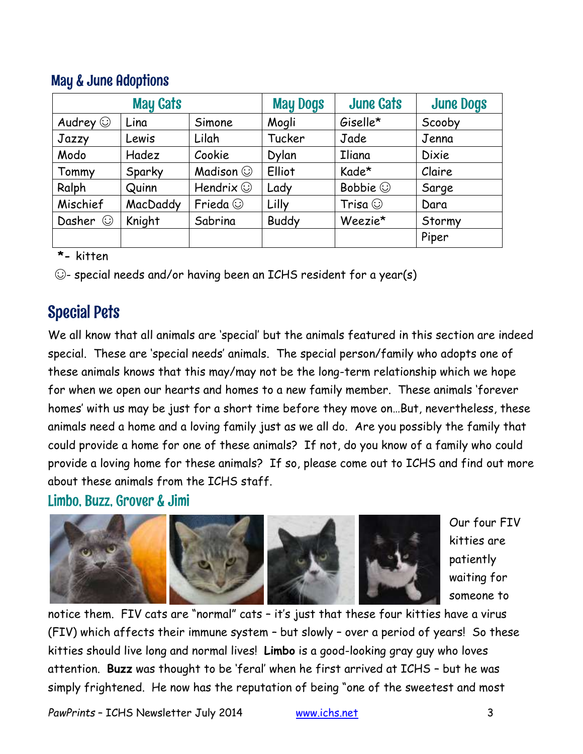## May & June Adoptions

| May Cats | | | May Dogs | June Cats | June Dogs |
|---|---|---|---|---|---|
| Audrey ☺ | Lina | Simone | Mogli | Giselle* | Scooby |
| Jazzy | Lewis | Lilah | Tucker | Jade | Jenna |
| Modo | Hadez | Cookie | Dylan | Iliana | Dixie |
| Tommy | Sparky | Madison ☺ | Elliot | Kade* | Claire |
| Ralph | Quinn | Hendrix ☺ | Lady | Bobbie ☺ | Sarge |
| Mischief | MacDaddy | Frieda ☺ | Lilly | Trisa ☺ | Dara |
| Dasher ☺ | Knight | Sabrina | Buddy | Weezie* | Stormy |
| | | | | | Piper |

*- kitten

☺- special needs and/or having been an ICHS resident for a year(s)

## Special Pets

We all know that all animals are 'special' but the animals featured in this section are indeed special. These are 'special needs' animals. The special person/family who adopts one of these animals knows that this may/may not be the long-term relationship which we hope for when we open our hearts and homes to a new family member. These animals 'forever homes' with us may be just for a short time before they move on…But, nevertheless, these animals need a home and a loving family just as we all do. Are you possibly the family that could provide a home for one of these animals? If not, do you know of a family who could provide a loving home for these animals? If so, please come out to ICHS and find out more about these animals from the ICHS staff.

### Limbo, Buzz, Grover & Jimi

Our four FIV kitties are patiently waiting for someone to notice them. FIV cats are "normal" cats – it's just that these four kitties have a virus (FIV) which affects their immune system – but slowly – over a period of years! So these kitties should live long and normal lives! **Limbo** is a good-looking gray guy who loves attention. **Buzz** was thought to be 'feral' when he first arrived at ICHS – but he was simply frightened. He now has the reputation of being "one of the sweetest and most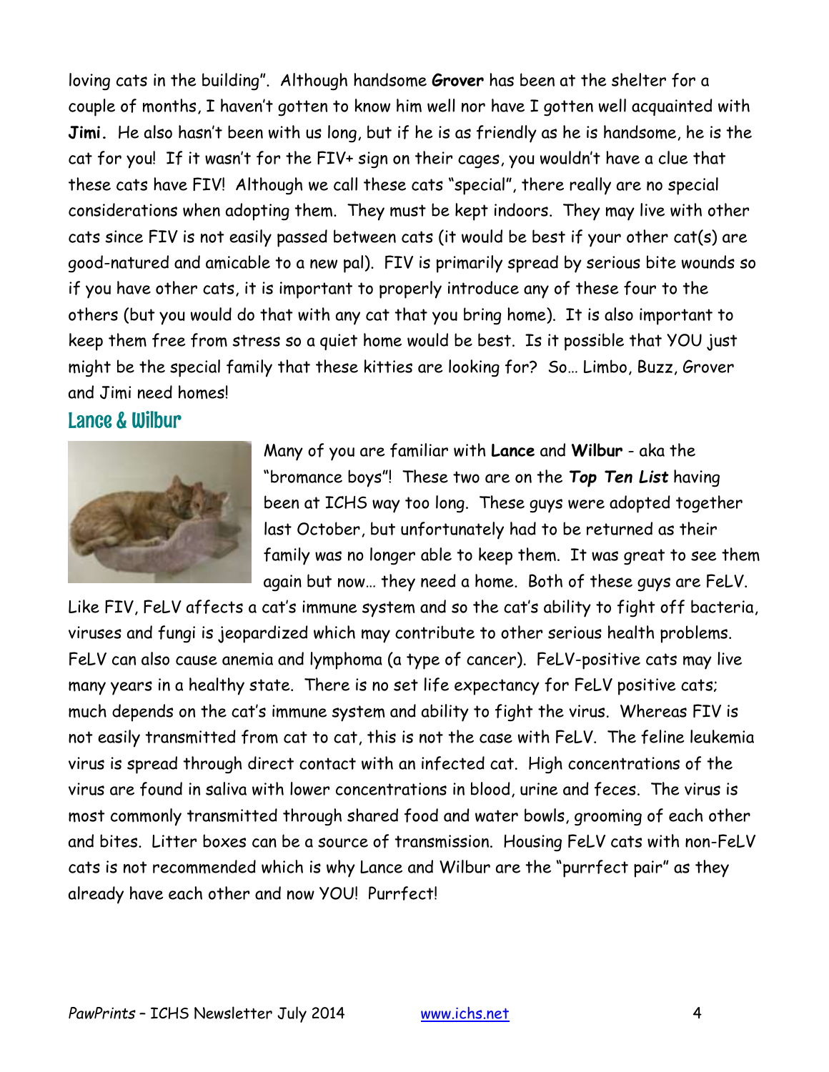loving cats in the building". Although handsome **Grover** has been at the shelter for a couple of months, I haven't gotten to know him well nor have I gotten well acquainted with **Jimi.** He also hasn't been with us long, but if he is as friendly as he is handsome, he is the cat for you! If it wasn't for the FIV+ sign on their cages, you wouldn't have a clue that these cats have FIV! Although we call these cats "special", there really are no special considerations when adopting them. They must be kept indoors. They may live with other cats since FIV is not easily passed between cats (it would be best if your other cat(s) are good-natured and amicable to a new pal). FIV is primarily spread by serious bite wounds so if you have other cats, it is important to properly introduce any of these four to the others (but you would do that with any cat that you bring home). It is also important to keep them free from stress so a quiet home would be best. Is it possible that YOU just might be the special family that these kitties are looking for? So… Limbo, Buzz, Grover and Jimi need homes!

## Lance & Wilbur

Many of you are familiar with **Lance** and **Wilbur** - aka the "bromance boys"! These two are on the ***Top Ten List*** having been at ICHS way too long. These guys were adopted together last October, but unfortunately had to be returned as their family was no longer able to keep them. It was great to see them again but now… they need a home. Both of these guys are FeLV. Like FIV, FeLV affects a cat's immune system and so the cat's ability to fight off bacteria, viruses and fungi is jeopardized which may contribute to other serious health problems. FeLV can also cause anemia and lymphoma (a type of cancer). FeLV-positive cats may live many years in a healthy state. There is no set life expectancy for FeLV positive cats; much depends on the cat's immune system and ability to fight the virus. Whereas FIV is not easily transmitted from cat to cat, this is not the case with FeLV. The feline leukemia virus is spread through direct contact with an infected cat. High concentrations of the virus are found in saliva with lower concentrations in blood, urine and feces. The virus is most commonly transmitted through shared food and water bowls, grooming of each other and bites. Litter boxes can be a source of transmission. Housing FeLV cats with non-FeLV cats is not recommended which is why Lance and Wilbur are the "purrfect pair" as they already have each other and now YOU! Purrfect!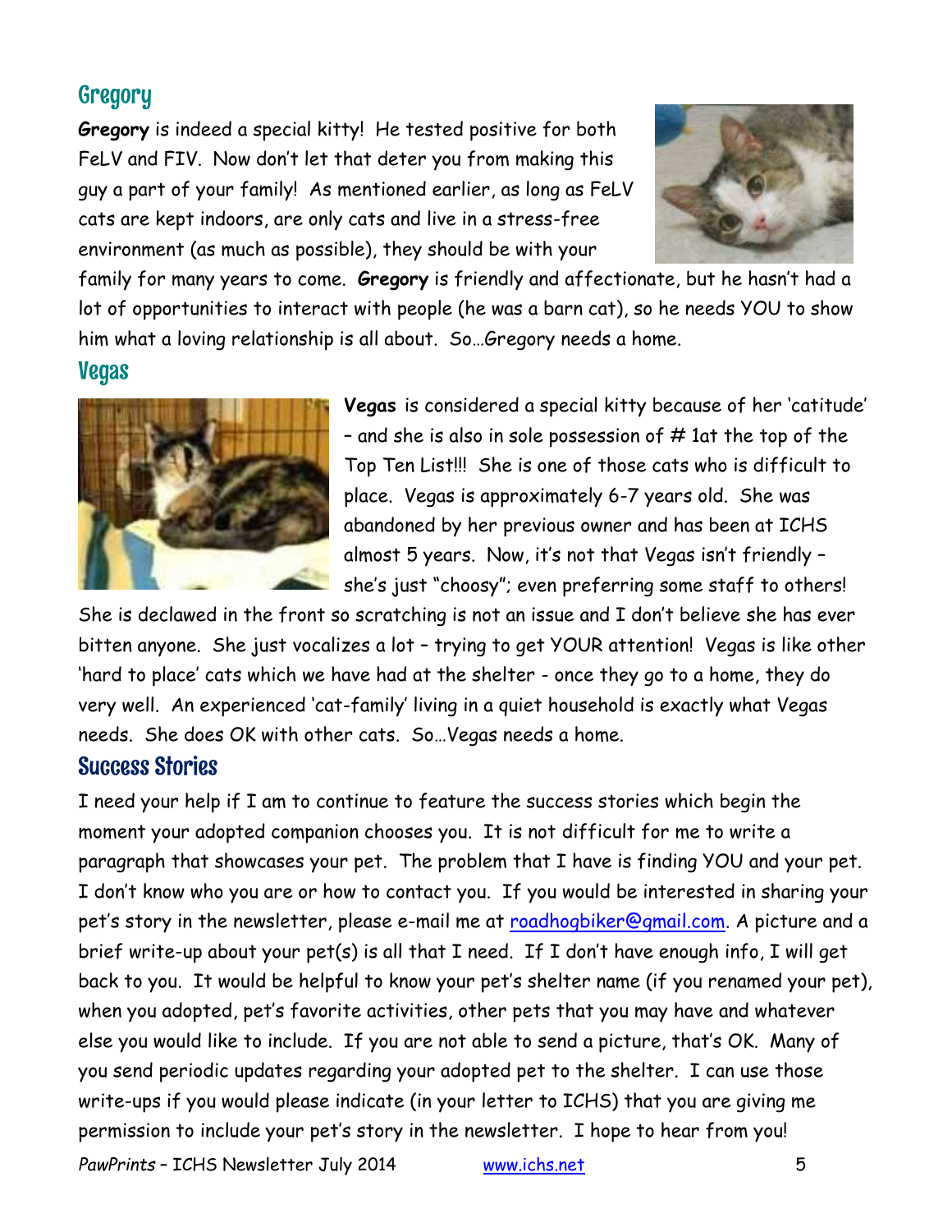## Gregory

**Gregory** is indeed a special kitty! He tested positive for both FeLV and FIV. Now don't let that deter you from making this guy a part of your family! As mentioned earlier, as long as FeLV cats are kept indoors, are only cats and live in a stress-free environment (as much as possible), they should be with your family for many years to come. **Gregory** is friendly and affectionate, but he hasn't had a lot of opportunities to interact with people (he was a barn cat), so he needs YOU to show him what a loving relationship is all about. So…Gregory needs a home.

## Vegas

**Vegas** is considered a special kitty because of her 'catitude' – and she is also in sole possession of # 1at the top of the Top Ten List!!! She is one of those cats who is difficult to place. Vegas is approximately 6-7 years old. She was abandoned by her previous owner and has been at ICHS almost 5 years. Now, it's not that Vegas isn't friendly – she's just "choosy"; even preferring some staff to others! She is declawed in the front so scratching is not an issue and I don't believe she has ever bitten anyone. She just vocalizes a lot – trying to get YOUR attention! Vegas is like other 'hard to place' cats which we have had at the shelter - once they go to a home, they do very well. An experienced 'cat-family' living in a quiet household is exactly what Vegas needs. She does OK with other cats. So…Vegas needs a home.

## Success Stories

I need your help if I am to continue to feature the success stories which begin the moment your adopted companion chooses you. It is not difficult for me to write a paragraph that showcases your pet. The problem that I have is finding YOU and your pet. I don't know who you are or how to contact you. If you would be interested in sharing your pet's story in the newsletter, please e-mail me at roadhogbiker@gmail.com. A picture and a brief write-up about your pet(s) is all that I need. If I don't have enough info, I will get back to you. It would be helpful to know your pet's shelter name (if you renamed your pet), when you adopted, pet's favorite activities, other pets that you may have and whatever else you would like to include. If you are not able to send a picture, that's OK. Many of you send periodic updates regarding your adopted pet to the shelter. I can use those write-ups if you would please indicate (in your letter to ICHS) that you are giving me permission to include your pet's story in the newsletter. I hope to hear from you!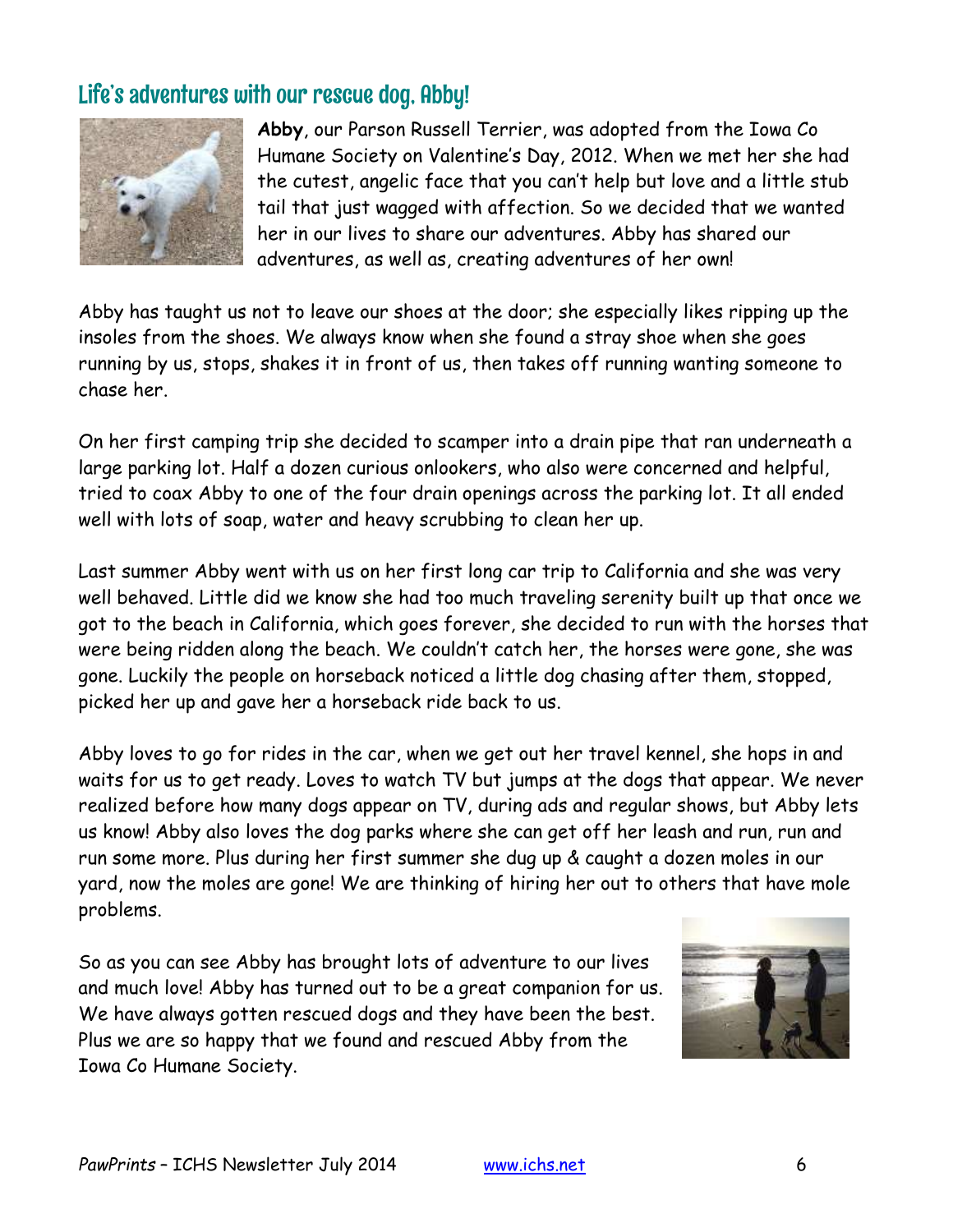## Life's adventures with our rescue dog, Abby!

**Abby**, our Parson Russell Terrier, was adopted from the Iowa Co Humane Society on Valentine's Day, 2012. When we met her she had the cutest, angelic face that you can't help but love and a little stub tail that just wagged with affection. So we decided that we wanted her in our lives to share our adventures. Abby has shared our adventures, as well as, creating adventures of her own!

Abby has taught us not to leave our shoes at the door; she especially likes ripping up the insoles from the shoes. We always know when she found a stray shoe when she goes running by us, stops, shakes it in front of us, then takes off running wanting someone to chase her.

On her first camping trip she decided to scamper into a drain pipe that ran underneath a large parking lot. Half a dozen curious onlookers, who also were concerned and helpful, tried to coax Abby to one of the four drain openings across the parking lot. It all ended well with lots of soap, water and heavy scrubbing to clean her up.

Last summer Abby went with us on her first long car trip to California and she was very well behaved. Little did we know she had too much traveling serenity built up that once we got to the beach in California, which goes forever, she decided to run with the horses that were being ridden along the beach. We couldn't catch her, the horses were gone, she was gone. Luckily the people on horseback noticed a little dog chasing after them, stopped, picked her up and gave her a horseback ride back to us.

Abby loves to go for rides in the car, when we get out her travel kennel, she hops in and waits for us to get ready. Loves to watch TV but jumps at the dogs that appear. We never realized before how many dogs appear on TV, during ads and regular shows, but Abby lets us know! Abby also loves the dog parks where she can get off her leash and run, run and run some more. Plus during her first summer she dug up & caught a dozen moles in our yard, now the moles are gone! We are thinking of hiring her out to others that have mole problems.

So as you can see Abby has brought lots of adventure to our lives and much love! Abby has turned out to be a great companion for us. We have always gotten rescued dogs and they have been the best. Plus we are so happy that we found and rescued Abby from the Iowa Co Humane Society.